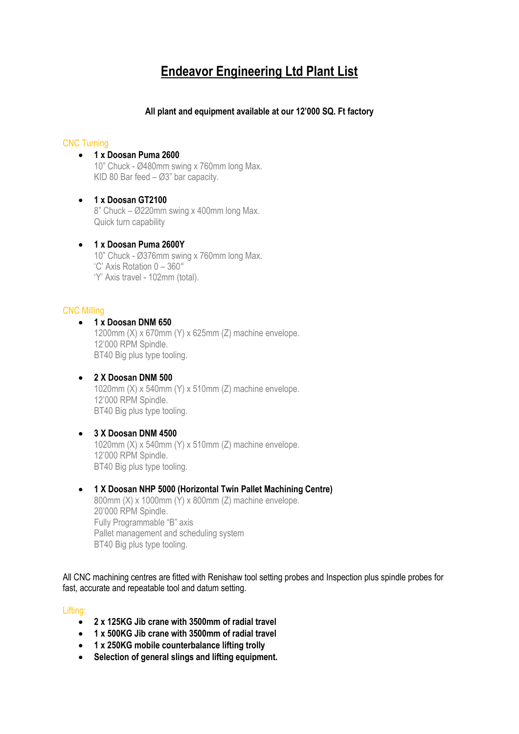# Endeavor Engineering Ltd Plant List

**All plant and equipment available at our 12’000 SQ. Ft factory**

## CNC Turning

- **1 x Doosan Puma 2600**
  10” Chuck - Ø480mm swing x 760mm long Max.
  KID 80 Bar feed – Ø3” bar capacity.

- **1 x Doosan GT2100**
  8” Chuck – Ø220mm swing x 400mm long Max.
  Quick turn capability

- **1 x Doosan Puma 2600Y**
  10” Chuck - Ø376mm swing x 760mm long Max.
  ‘C’ Axis Rotation 0 – 360°
  ‘Y’ Axis travel - 102mm (total).

## CNC Milling

- **1 x Doosan DNM 650**
  1200mm (X) x 670mm (Y) x 625mm (Z) machine envelope.
  12’000 RPM Spindle.
  BT40 Big plus type tooling.

- **2 X Doosan DNM 500**
  1020mm (X) x 540mm (Y) x 510mm (Z) machine envelope.
  12’000 RPM Spindle.
  BT40 Big plus type tooling.

- **3 X Doosan DNM 4500**
  1020mm (X) x 540mm (Y) x 510mm (Z) machine envelope.
  12’000 RPM Spindle.
  BT40 Big plus type tooling.

- **1 X Doosan NHP 5000 (Horizontal Twin Pallet Machining Centre)**
  800mm (X) x 1000mm (Y) x 800mm (Z) machine envelope.
  20’000 RPM Spindle.
  Fully Programmable “B” axis
  Pallet management and scheduling system
  BT40 Big plus type tooling.

All CNC machining centres are fitted with Renishaw tool setting probes and Inspection plus spindle probes for fast, accurate and repeatable tool and datum setting.

## Lifting:

- **2 x 125KG Jib crane with 3500mm of radial travel**
- **1 x 500KG Jib crane with 3500mm of radial travel**
- **1 x 250KG mobile counterbalance lifting trolly**
- **Selection of general slings and lifting equipment.**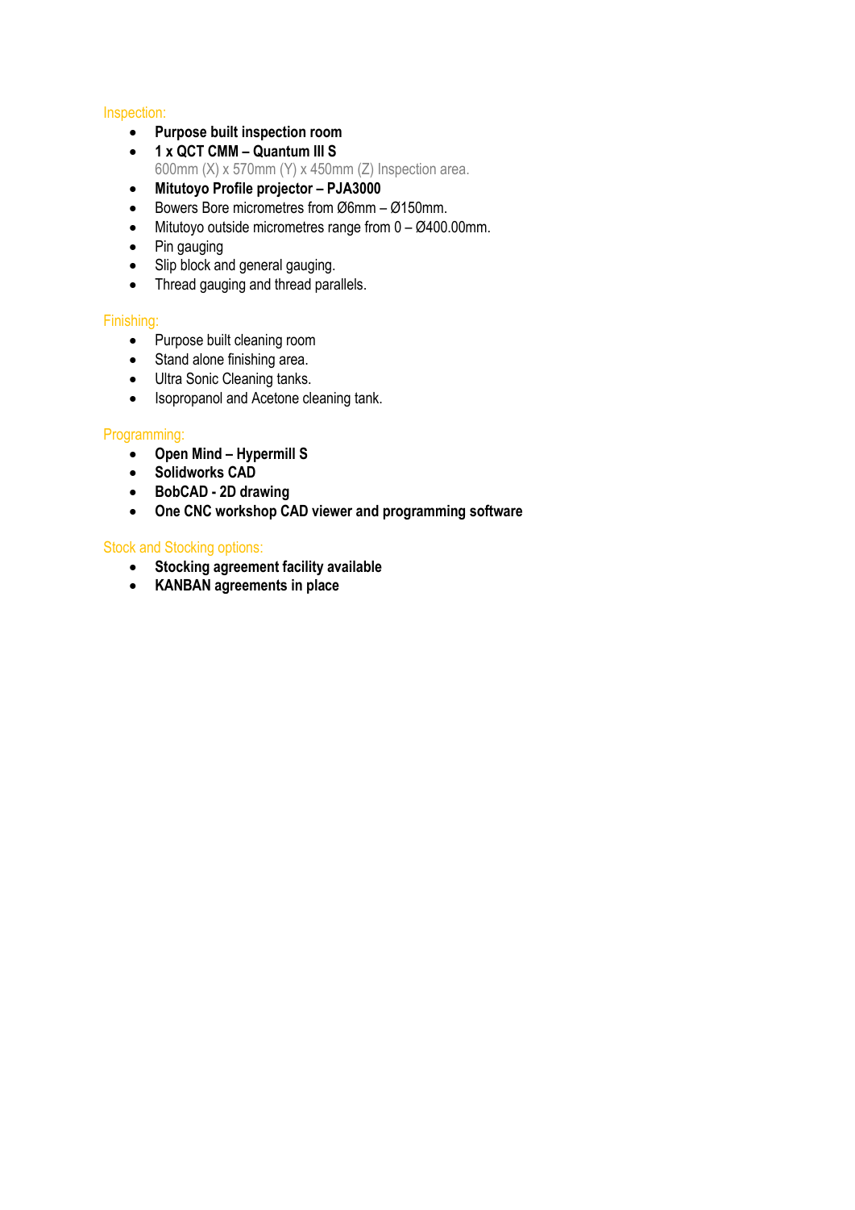## Inspection:

- **Purpose built inspection room**
- **1 x QCT CMM – Quantum III S**
  600mm (X) x 570mm (Y) x 450mm (Z) Inspection area.
- **Mitutoyo Profile projector – PJA3000**
- Bowers Bore micrometres from Ø6mm – Ø150mm.
- Mitutoyo outside micrometres range from 0 – Ø400.00mm.
- Pin gauging
- Slip block and general gauging.
- Thread gauging and thread parallels.

## Finishing:

- Purpose built cleaning room
- Stand alone finishing area.
- Ultra Sonic Cleaning tanks.
- Isopropanol and Acetone cleaning tank.

## Programming:

- **Open Mind – Hypermill S**
- **Solidworks CAD**
- **BobCAD - 2D drawing**
- **One CNC workshop CAD viewer and programming software**

## Stock and Stocking options:

- **Stocking agreement facility available**
- **KANBAN agreements in place**